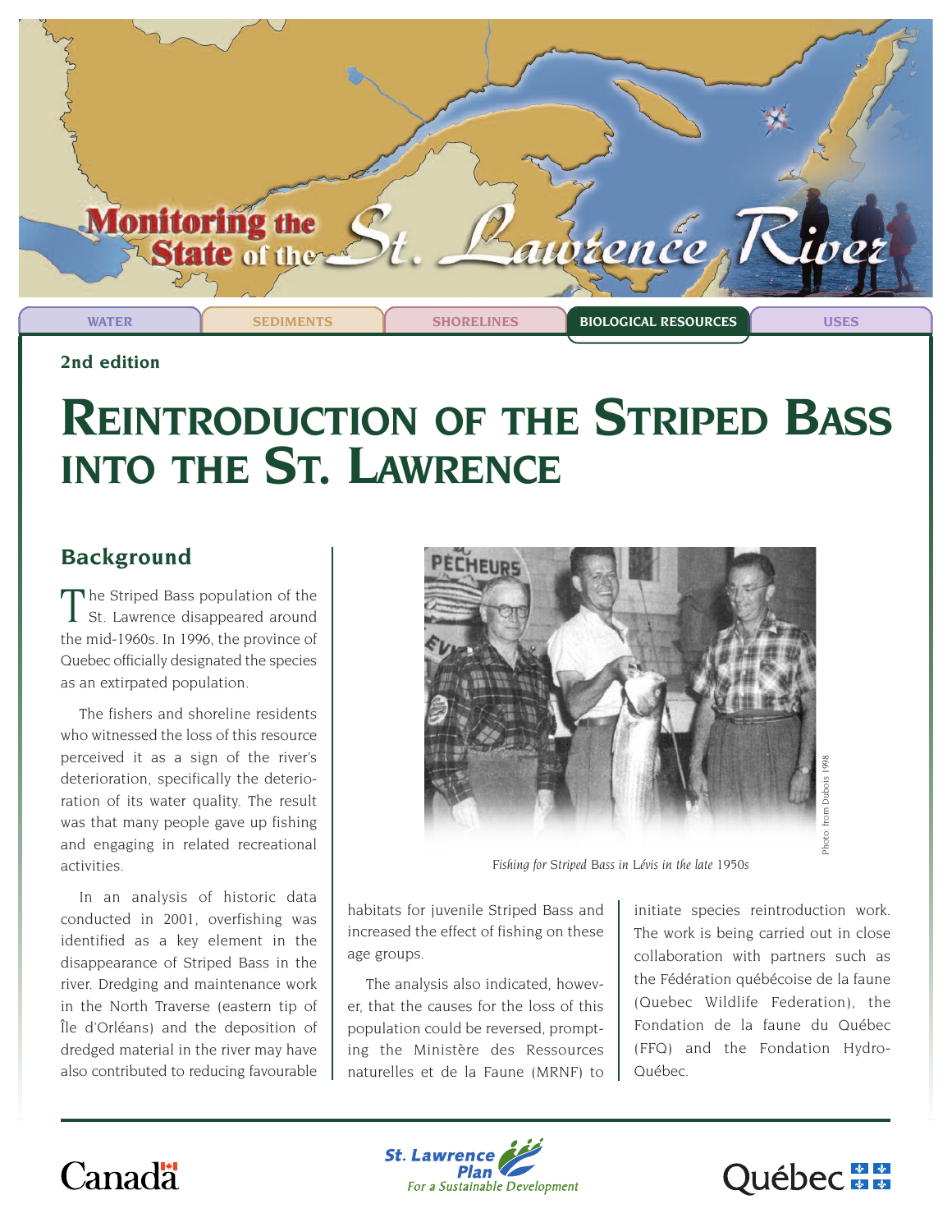Monitoring the State of the St. Lawrence River

WATER | SEDIMENTS | SHORELINES | **BIOLOGICAL RESOURCES** | USES

**2nd edition**

# Reintroduction of the Striped Bass into the St. Lawrence

## Background

The Striped Bass population of the St. Lawrence disappeared around the mid-1960s. In 1996, the province of Quebec officially designated the species as an extirpated population.

The fishers and shoreline residents who witnessed the loss of this resource perceived it as a sign of the river's deterioration, specifically the deterioration of its water quality. The result was that many people gave up fishing and engaging in related recreational activities.

In an analysis of historic data conducted in 2001, overfishing was identified as a key element in the disappearance of Striped Bass in the river. Dredging and maintenance work in the North Traverse (eastern tip of Île d'Orléans) and the deposition of dredged material in the river may have also contributed to reducing favourable habitats for juvenile Striped Bass and increased the effect of fishing on these age groups.

The analysis also indicated, however, that the causes for the loss of this population could be reversed, prompting the Ministère des Ressources naturelles et de la Faune (MRNF) to initiate species reintroduction work. The work is being carried out in close collaboration with partners such as the Fédération québécoise de la faune (Quebec Wildlife Federation), the Fondation de la faune du Québec (FFQ) and the Fondation Hydro-Québec.

Photo: from Dubois 1998

*Fishing for Striped Bass in Lévis in the late 1950s*

Canada | St. Lawrence Plan For a Sustainable Development | Québec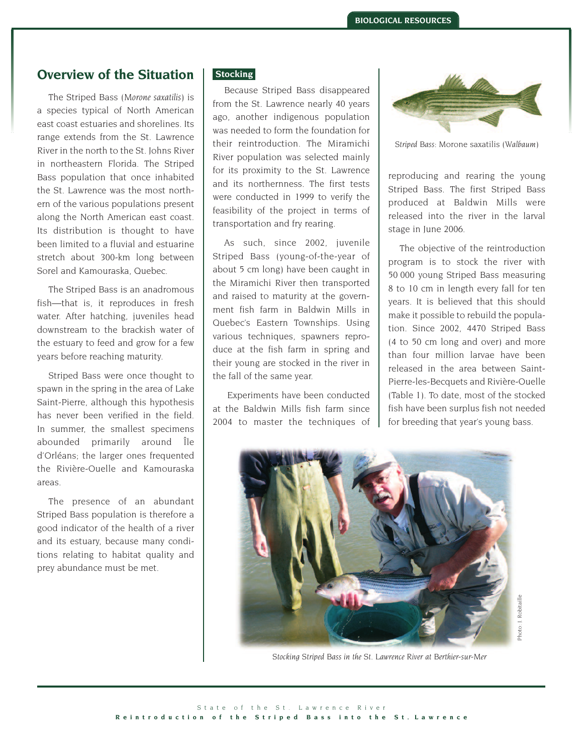## Overview of the Situation

The Striped Bass (*Morone saxatilis*) is a species typical of North American east coast estuaries and shorelines. Its range extends from the St. Lawrence River in the north to the St. Johns River in northeastern Florida. The Striped Bass population that once inhabited the St. Lawrence was the most northern of the various populations present along the North American east coast. Its distribution is thought to have been limited to a fluvial and estuarine stretch about 300-km long between Sorel and Kamouraska, Quebec.

The Striped Bass is an anadromous fish—that is, it reproduces in fresh water. After hatching, juveniles head downstream to the brackish water of the estuary to feed and grow for a few years before reaching maturity.

Striped Bass were once thought to spawn in the spring in the area of Lake Saint-Pierre, although this hypothesis has never been verified in the field. In summer, the smallest specimens abounded primarily around Île d'Orléans; the larger ones frequented the Rivière-Ouelle and Kamouraska areas.

The presence of an abundant Striped Bass population is therefore a good indicator of the health of a river and its estuary, because many conditions relating to habitat quality and prey abundance must be met.

### Stocking

Because Striped Bass disappeared from the St. Lawrence nearly 40 years ago, another indigenous population was needed to form the foundation for their reintroduction. The Miramichi River population was selected mainly for its proximity to the St. Lawrence and its northernness. The first tests were conducted in 1999 to verify the feasibility of the project in terms of transportation and fry rearing.

As such, since 2002, juvenile Striped Bass (young-of-the-year of about 5 cm long) have been caught in the Miramichi River then transported and raised to maturity at the government fish farm in Baldwin Mills in Quebec's Eastern Townships. Using various techniques, spawners reproduce at the fish farm in spring and their young are stocked in the river in the fall of the same year.

Experiments have been conducted at the Baldwin Mills fish farm since 2004 to master the techniques of reproducing and rearing the young Striped Bass. The first Striped Bass produced at Baldwin Mills were released into the river in the larval stage in June 2006.

*Striped Bass: Morone saxatilis (Walbaum)*

The objective of the reintroduction program is to stock the river with 50 000 young Striped Bass measuring 8 to 10 cm in length every fall for ten years. It is believed that this should make it possible to rebuild the population. Since 2002, 4470 Striped Bass (4 to 50 cm long and over) and more than four million larvae have been released in the area between Saint-Pierre-les-Becquets and Rivière-Ouelle (Table 1). To date, most of the stocked fish have been surplus fish not needed for breeding that year's young bass.

Photo: J. Robitaille

*Stocking Striped Bass in the St. Lawrence River at Berthier-sur-Mer*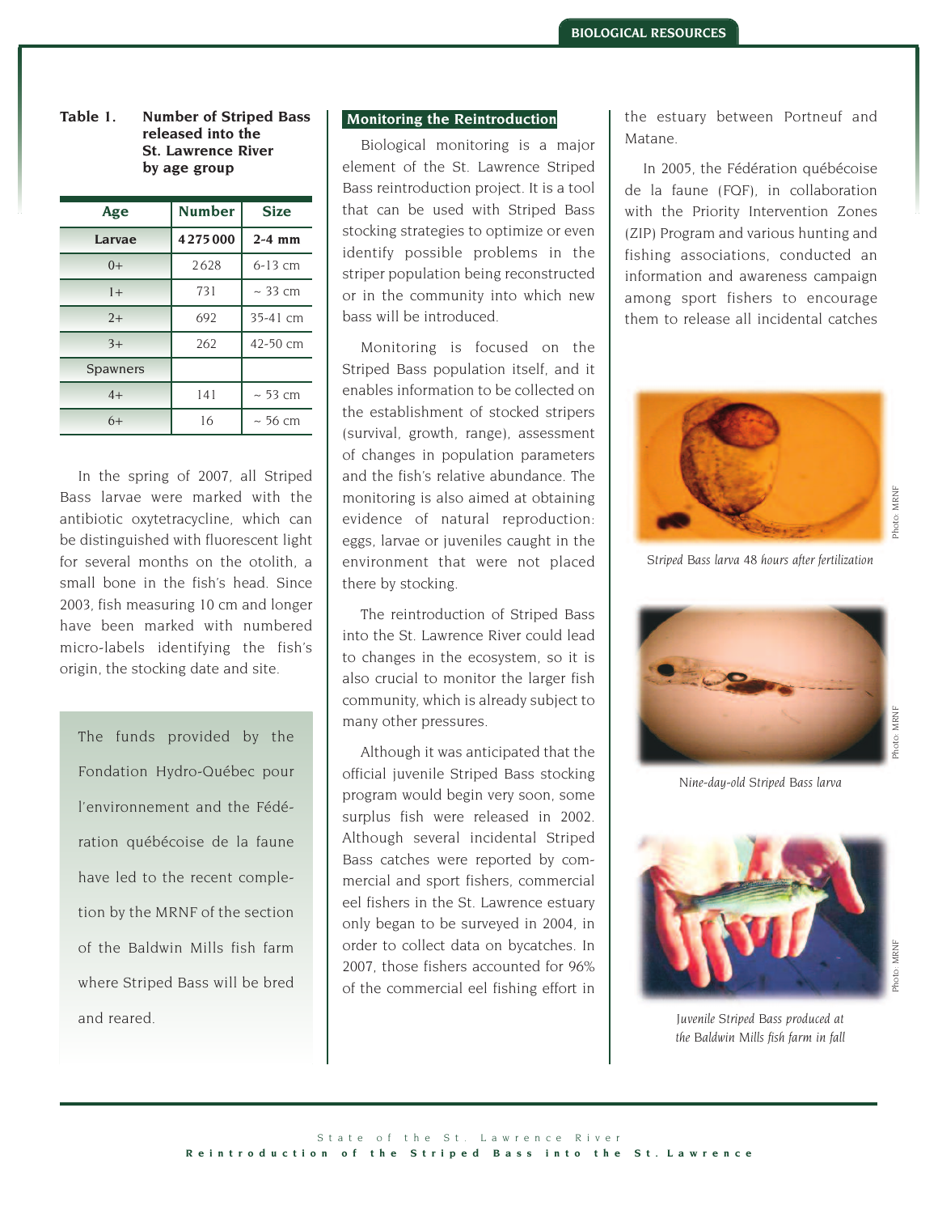**Table 1. Number of Striped Bass released into the St. Lawrence River by age group**

| Age | Number | Size |
|---|---|---|
| **Larvae** | **4 275 000** | **2-4 mm** |
| 0+ | 2628 | 6-13 cm |
| 1+ | 731 | ~ 33 cm |
| 2+ | 692 | 35-41 cm |
| 3+ | 262 | 42-50 cm |
| Spawners | | |
| 4+ | 141 | ~ 53 cm |
| 6+ | 16 | ~ 56 cm |

In the spring of 2007, all Striped Bass larvae were marked with the antibiotic oxytetracycline, which can be distinguished with fluorescent light for several months on the otolith, a small bone in the fish's head. Since 2003, fish measuring 10 cm and longer have been marked with numbered micro-labels identifying the fish's origin, the stocking date and site.

The funds provided by the Fondation Hydro-Québec pour l'environnement and the Fédération québécoise de la faune have led to the recent completion by the MRNF of the section of the Baldwin Mills fish farm where Striped Bass will be bred and reared.

## Monitoring the Reintroduction

Biological monitoring is a major element of the St. Lawrence Striped Bass reintroduction project. It is a tool that can be used with Striped Bass stocking strategies to optimize or even identify possible problems in the striper population being reconstructed or in the community into which new bass will be introduced.

Monitoring is focused on the Striped Bass population itself, and it enables information to be collected on the establishment of stocked stripers (survival, growth, range), assessment of changes in population parameters and the fish's relative abundance. The monitoring is also aimed at obtaining evidence of natural reproduction: eggs, larvae or juveniles caught in the environment that were not placed there by stocking.

The reintroduction of Striped Bass into the St. Lawrence River could lead to changes in the ecosystem, so it is also crucial to monitor the larger fish community, which is already subject to many other pressures.

Although it was anticipated that the official juvenile Striped Bass stocking program would begin very soon, some surplus fish were released in 2002. Although several incidental Striped Bass catches were reported by commercial and sport fishers, commercial eel fishers in the St. Lawrence estuary only began to be surveyed in 2004, in order to collect data on bycatches. In 2007, those fishers accounted for 96% of the commercial eel fishing effort in the estuary between Portneuf and Matane.

In 2005, the Fédération québécoise de la faune (FQF), in collaboration with the Priority Intervention Zones (ZIP) Program and various hunting and fishing associations, conducted an information and awareness campaign among sport fishers to encourage them to release all incidental catches

Striped Bass larva 48 hours after fertilization

Photo: MRNF

Nine-day-old Striped Bass larva

Photo: MRNF

Juvenile Striped Bass produced at the Baldwin Mills fish farm in fall

Photo: MRNF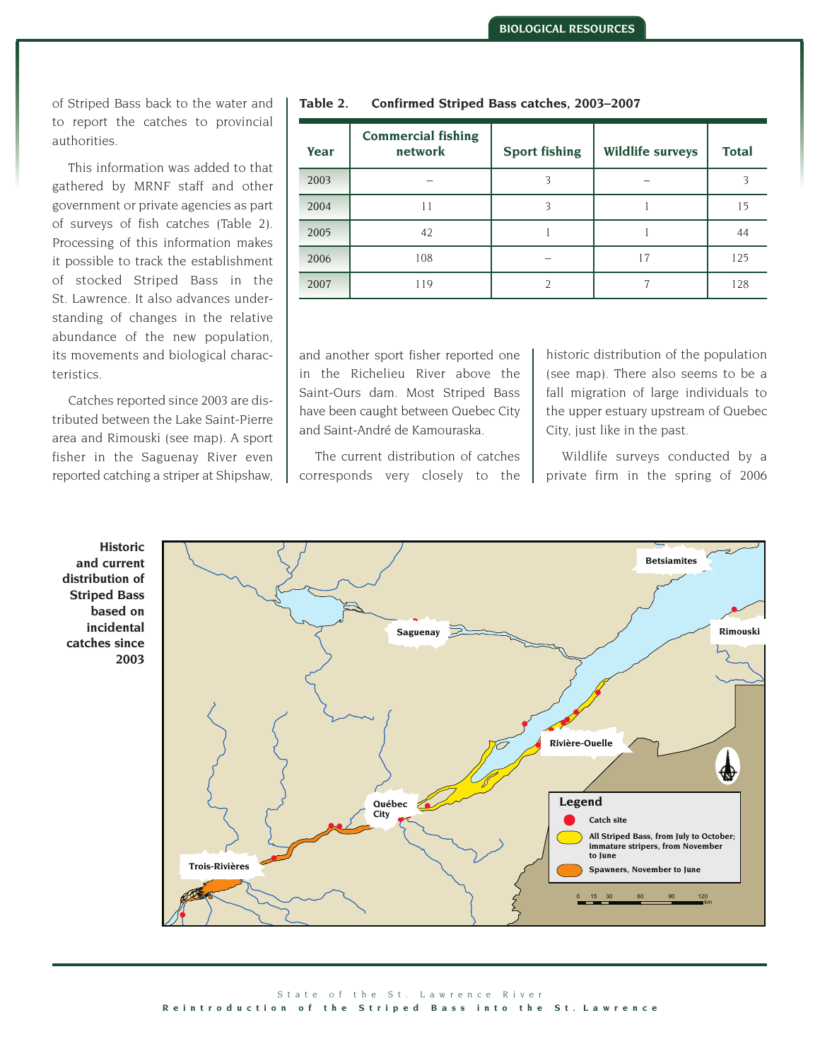of Striped Bass back to the water and to report the catches to provincial authorities.

This information was added to that gathered by MRNF staff and other government or private agencies as part of surveys of fish catches (Table 2). Processing of this information makes it possible to track the establishment of stocked Striped Bass in the St. Lawrence. It also advances understanding of changes in the relative abundance of the new population, its movements and biological characteristics.

Catches reported since 2003 are distributed between the Lake Saint-Pierre area and Rimouski (see map). A sport fisher in the Saguenay River even reported catching a striper at Shipshaw, and another sport fisher reported one in the Richelieu River above the Saint-Ours dam. Most Striped Bass have been caught between Quebec City and Saint-André de Kamouraska.

The current distribution of catches corresponds very closely to the historic distribution of the population (see map). There also seems to be a fall migration of large individuals to the upper estuary upstream of Quebec City, just like in the past.

Wildlife surveys conducted by a private firm in the spring of 2006

**Table 2. Confirmed Striped Bass catches, 2003–2007**

| Year | Commercial fishing network | Sport fishing | Wildlife surveys | Total |
|---|---|---|---|---|
| 2003 | – | 3 | – | 3 |
| 2004 | 11 | 3 | 1 | 15 |
| 2005 | 42 | 1 | 1 | 44 |
| 2006 | 108 | – | 17 | 125 |
| 2007 | 119 | 2 | 7 | 128 |

**Historic and current distribution of Striped Bass based on incidental catches since 2003**

Legend: Catch site; All Striped Bass, from July to October; immature stripers, from November to June; Spawners, November to June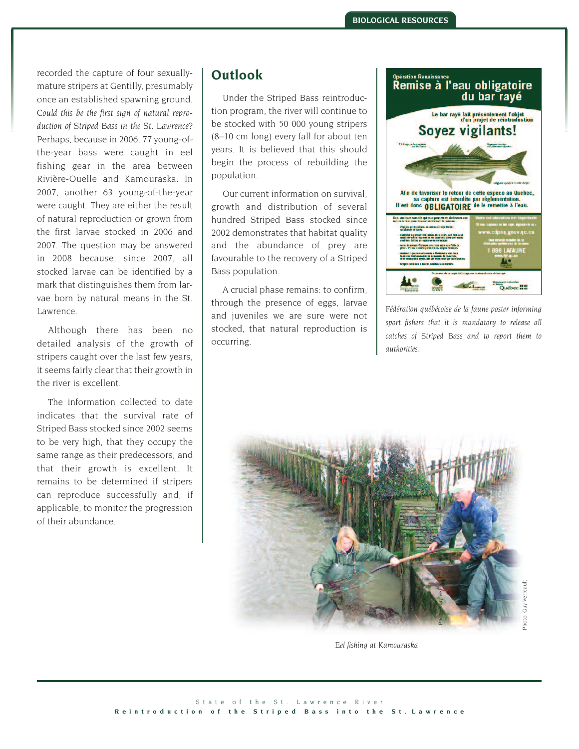recorded the capture of four sexually-mature stripers at Gentilly, presumably once an established spawning ground. *Could this be the first sign of natural reproduction of Striped Bass in the St. Lawrence?* Perhaps, because in 2006, 77 young-of-the-year bass were caught in eel fishing gear in the area between Rivière-Ouelle and Kamouraska. In 2007, another 63 young-of-the-year were caught. They are either the result of natural reproduction or grown from the first larvae stocked in 2006 and 2007. The question may be answered in 2008 because, since 2007, all stocked larvae can be identified by a mark that distinguishes them from larvae born by natural means in the St. Lawrence.

Although there has been no detailed analysis of the growth of stripers caught over the last few years, it seems fairly clear that their growth in the river is excellent.

The information collected to date indicates that the survival rate of Striped Bass stocked since 2002 seems to be very high, that they occupy the same range as their predecessors, and that their growth is excellent. It remains to be determined if stripers can reproduce successfully and, if applicable, to monitor the progression of their abundance.

## Outlook

Under the Striped Bass reintroduction program, the river will continue to be stocked with 50 000 young stripers (8–10 cm long) every fall for about ten years. It is believed that this should begin the process of rebuilding the population.

Our current information on survival, growth and distribution of several hundred Striped Bass stocked since 2002 demonstrates that habitat quality and the abundance of prey are favourable to the recovery of a Striped Bass population.

A crucial phase remains: to confirm, through the presence of eggs, larvae and juveniles we are sure were not stocked, that natural reproduction is occurring.

*Fédération québécoise de la faune poster informing sport fishers that it is mandatory to release all catches of Striped Bass and to report them to authorities.*

*Eel fishing at Kamouraska*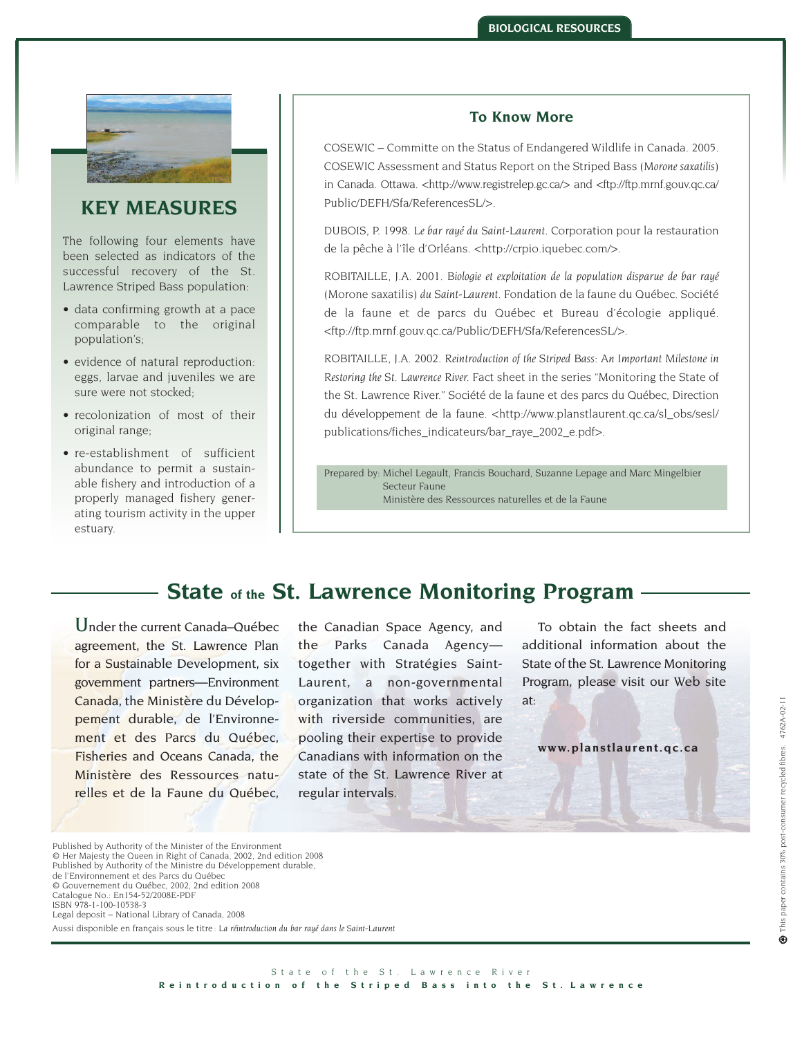## KEY MEASURES

The following four elements have been selected as indicators of the successful recovery of the St. Lawrence Striped Bass population:

- data confirming growth at a pace comparable to the original population's;
- evidence of natural reproduction: eggs, larvae and juveniles we are sure were not stocked;
- recolonization of most of their original range;
- re-establishment of sufficient abundance to permit a sustainable fishery and introduction of a properly managed fishery generating tourism activity in the upper estuary.

### To Know More

COSEWIC – Committe on the Status of Endangered Wildlife in Canada. 2005. COSEWIC Assessment and Status Report on the Striped Bass (*Morone saxatilis*) in Canada. Ottawa. <http://www.registrelep.gc.ca/> and <ftp://ftp.mrnf.gouv.qc.ca/Public/DEFH/Sfa/ReferencesSL/>.

DUBOIS, P. 1998. *Le bar rayé du Saint-Laurent*. Corporation pour la restauration de la pêche à l'île d'Orléans. <http://crpio.iquebec.com/>.

ROBITAILLE, J.A. 2001. *Biologie et exploitation de la population disparue de bar rayé* (Morone saxatilis) *du Saint-Laurent*. Fondation de la faune du Québec. Société de la faune et de parcs du Québec et Bureau d'écologie appliqué. <ftp://ftp.mrnf.gouv.qc.ca/Public/DEFH/Sfa/ReferencesSL/>.

ROBITAILLE, J.A. 2002. *Reintroduction of the Striped Bass: An Important Milestone in Restoring the St. Lawrence River.* Fact sheet in the series "Monitoring the State of the St. Lawrence River." Société de la faune et des parcs du Québec, Direction du développement de la faune. <http://www.planstlaurent.qc.ca/sl_obs/sesl/publications/fiches_indicateurs/bar_raye_2002_e.pdf>.

Prepared by: Michel Legault, Francis Bouchard, Suzanne Lepage and Marc Mingelbier
Secteur Faune
Ministère des Ressources naturelles et de la Faune

## State of the St. Lawrence Monitoring Program

Under the current Canada–Québec agreement, the St. Lawrence Plan for a Sustainable Development, six government partners—Environment Canada, the Ministère du Développement durable, de l'Environnement et des Parcs du Québec, Fisheries and Oceans Canada, the Ministère des Ressources naturelles et de la Faune du Québec, the Canadian Space Agency, and the Parks Canada Agency—together with Stratégies Saint-Laurent, a non-governmental organization that works actively with riverside communities, are pooling their expertise to provide Canadians with information on the state of the St. Lawrence River at regular intervals.

To obtain the fact sheets and additional information about the State of the St. Lawrence Monitoring Program, please visit our Web site at:

**www.planstlaurent.qc.ca**

Published by Authority of the Minister of the Environment
© Her Majesty the Queen in Right of Canada, 2002, 2nd edition 2008
Published by Authority of the Ministre du Développement durable, de l'Environnement et des Parcs du Québec
© Gouvernement du Québec, 2002, 2nd edition 2008
Catalogue No.: En154-52/2008E-PDF
ISBN 978-1-100-10538-3
Legal deposit – National Library of Canada, 2008

Aussi disponible en français sous le titre : *La réintroduction du bar rayé dans le Saint-Laurent*

This paper contains 30% post-consumer recycled fibres 4762A-02-11